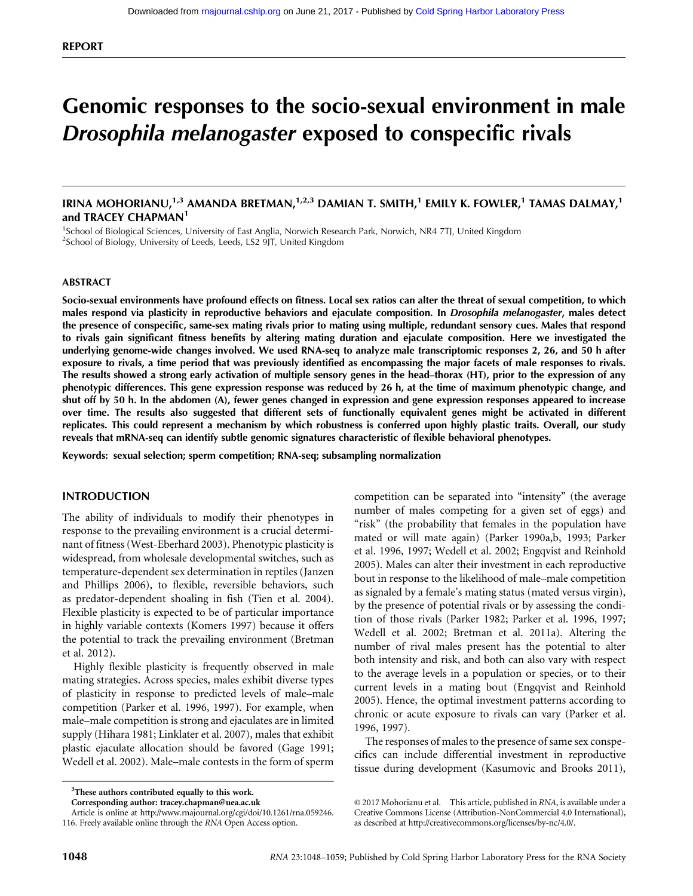REPORT

# Genomic responses to the socio-sexual environment in male *Drosophila melanogaster* exposed to conspecific rivals

IRINA MOHORIANU,[1,3] AMANDA BRETMAN,[1,2,3] DAMIAN T. SMITH,[1] EMILY K. FOWLER,[1] TAMAS DALMAY,[1] and TRACEY CHAPMAN[1]

[1]School of Biological Sciences, University of East Anglia, Norwich Research Park, Norwich, NR4 7TJ, United Kingdom
[2]School of Biology, University of Leeds, Leeds, LS2 9JT, United Kingdom

## ABSTRACT

**Socio-sexual environments have profound effects on fitness. Local sex ratios can alter the threat of sexual competition, to which males respond via plasticity in reproductive behaviors and ejaculate composition. In *Drosophila melanogaster*, males detect the presence of conspecific, same-sex mating rivals prior to mating using multiple, redundant sensory cues. Males that respond to rivals gain significant fitness benefits by altering mating duration and ejaculate composition. Here we investigated the underlying genome-wide changes involved. We used RNA-seq to analyze male transcriptomic responses 2, 26, and 50 h after exposure to rivals, a time period that was previously identified as encompassing the major facets of male responses to rivals. The results showed a strong early activation of multiple sensory genes in the head–thorax (HT), prior to the expression of any phenotypic differences. This gene expression response was reduced by 26 h, at the time of maximum phenotypic change, and shut off by 50 h. In the abdomen (A), fewer genes changed in expression and gene expression responses appeared to increase over time. The results also suggested that different sets of functionally equivalent genes might be activated in different replicates. This could represent a mechanism by which robustness is conferred upon highly plastic traits. Overall, our study reveals that mRNA-seq can identify subtle genomic signatures characteristic of flexible behavioral phenotypes.**

**Keywords:** sexual selection; sperm competition; RNA-seq; subsampling normalization

## INTRODUCTION

The ability of individuals to modify their phenotypes in response to the prevailing environment is a crucial determinant of fitness (West-Eberhard 2003). Phenotypic plasticity is widespread, from wholesale developmental switches, such as temperature-dependent sex determination in reptiles (Janzen and Phillips 2006), to flexible, reversible behaviors, such as predator-dependent shoaling in fish (Tien et al. 2004). Flexible plasticity is expected to be of particular importance in highly variable contexts (Komers 1997) because it offers the potential to track the prevailing environment (Bretman et al. 2012).

Highly flexible plasticity is frequently observed in male mating strategies. Across species, males exhibit diverse types of plasticity in response to predicted levels of male–male competition (Parker et al. 1996, 1997). For example, when male–male competition is strong and ejaculates are in limited supply (Hihara 1981; Linklater et al. 2007), males that exhibit plastic ejaculate allocation should be favored (Gage 1991; Wedell et al. 2002). Male–male contests in the form of sperm competition can be separated into "intensity" (the average number of males competing for a given set of eggs) and "risk" (the probability that females in the population have mated or will mate again) (Parker 1990a,b, 1993; Parker et al. 1996, 1997; Wedell et al. 2002; Engqvist and Reinhold 2005). Males can alter their investment in each reproductive bout in response to the likelihood of male–male competition as signaled by a female's mating status (mated versus virgin), by the presence of potential rivals or by assessing the condition of those rivals (Parker 1982; Parker et al. 1996, 1997; Wedell et al. 2002; Bretman et al. 2011a). Altering the number of rival males present has the potential to alter both intensity and risk, and both can also vary with respect to the average levels in a population or species, or to their current levels in a mating bout (Engqvist and Reinhold 2005). Hence, the optimal investment patterns according to chronic or acute exposure to rivals can vary (Parker et al. 1996, 1997).

The responses of males to the presence of same sex conspecifics can include differential investment in reproductive tissue during development (Kasumovic and Brooks 2011),

[3]These authors contributed equally to this work.
Corresponding author: tracey.chapman@uea.ac.uk
Article is online at http://www.rnajournal.org/cgi/doi/10.1261/rna.059246.116. Freely available online through the RNA Open Access option.

© 2017 Mohorianu et al. This article, published in RNA, is available under a Creative Commons License (Attribution-NonCommercial 4.0 International), as described at http://creativecommons.org/licenses/by-nc/4.0/.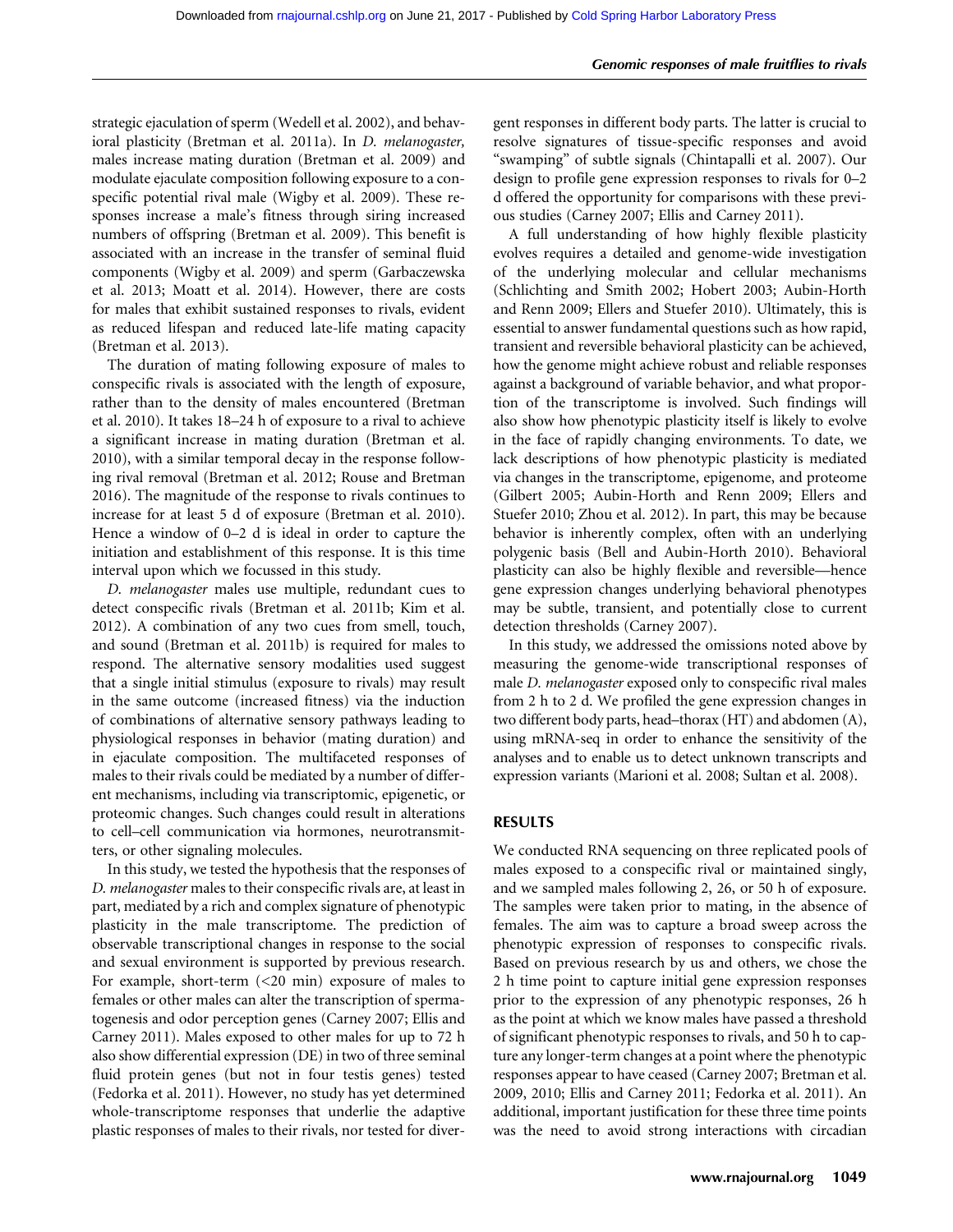strategic ejaculation of sperm (Wedell et al. 2002), and behavioral plasticity (Bretman et al. 2011a). In *D. melanogaster,* males increase mating duration (Bretman et al. 2009) and modulate ejaculate composition following exposure to a conspecific potential rival male (Wigby et al. 2009). These responses increase a male's fitness through siring increased numbers of offspring (Bretman et al. 2009). This benefit is associated with an increase in the transfer of seminal fluid components (Wigby et al. 2009) and sperm (Garbaczewska et al. 2013; Moatt et al. 2014). However, there are costs for males that exhibit sustained responses to rivals, evident as reduced lifespan and reduced late-life mating capacity (Bretman et al. 2013).

The duration of mating following exposure of males to conspecific rivals is associated with the length of exposure, rather than to the density of males encountered (Bretman et al. 2010). It takes 18–24 h of exposure to a rival to achieve a significant increase in mating duration (Bretman et al. 2010), with a similar temporal decay in the response following rival removal (Bretman et al. 2012; Rouse and Bretman 2016). The magnitude of the response to rivals continues to increase for at least 5 d of exposure (Bretman et al. 2010). Hence a window of 0–2 d is ideal in order to capture the initiation and establishment of this response. It is this time interval upon which we focussed in this study.

*D. melanogaster* males use multiple, redundant cues to detect conspecific rivals (Bretman et al. 2011b; Kim et al. 2012). A combination of any two cues from smell, touch, and sound (Bretman et al. 2011b) is required for males to respond. The alternative sensory modalities used suggest that a single initial stimulus (exposure to rivals) may result in the same outcome (increased fitness) via the induction of combinations of alternative sensory pathways leading to physiological responses in behavior (mating duration) and in ejaculate composition. The multifaceted responses of males to their rivals could be mediated by a number of different mechanisms, including via transcriptomic, epigenetic, or proteomic changes. Such changes could result in alterations to cell–cell communication via hormones, neurotransmitters, or other signaling molecules.

In this study, we tested the hypothesis that the responses of *D. melanogaster* males to their conspecific rivals are, at least in part, mediated by a rich and complex signature of phenotypic plasticity in the male transcriptome. The prediction of observable transcriptional changes in response to the social and sexual environment is supported by previous research. For example, short-term (<20 min) exposure of males to females or other males can alter the transcription of spermatogenesis and odor perception genes (Carney 2007; Ellis and Carney 2011). Males exposed to other males for up to 72 h also show differential expression (DE) in two of three seminal fluid protein genes (but not in four testis genes) tested (Fedorka et al. 2011). However, no study has yet determined whole-transcriptome responses that underlie the adaptive plastic responses of males to their rivals, nor tested for divergent responses in different body parts. The latter is crucial to resolve signatures of tissue-specific responses and avoid "swamping" of subtle signals (Chintapalli et al. 2007). Our design to profile gene expression responses to rivals for 0–2 d offered the opportunity for comparisons with these previous studies (Carney 2007; Ellis and Carney 2011).

A full understanding of how highly flexible plasticity evolves requires a detailed and genome-wide investigation of the underlying molecular and cellular mechanisms (Schlichting and Smith 2002; Hobert 2003; Aubin-Horth and Renn 2009; Ellers and Stuefer 2010). Ultimately, this is essential to answer fundamental questions such as how rapid, transient and reversible behavioral plasticity can be achieved, how the genome might achieve robust and reliable responses against a background of variable behavior, and what proportion of the transcriptome is involved. Such findings will also show how phenotypic plasticity itself is likely to evolve in the face of rapidly changing environments. To date, we lack descriptions of how phenotypic plasticity is mediated via changes in the transcriptome, epigenome, and proteome (Gilbert 2005; Aubin-Horth and Renn 2009; Ellers and Stuefer 2010; Zhou et al. 2012). In part, this may be because behavior is inherently complex, often with an underlying polygenic basis (Bell and Aubin-Horth 2010). Behavioral plasticity can also be highly flexible and reversible—hence gene expression changes underlying behavioral phenotypes may be subtle, transient, and potentially close to current detection thresholds (Carney 2007).

In this study, we addressed the omissions noted above by measuring the genome-wide transcriptional responses of male *D. melanogaster* exposed only to conspecific rival males from 2 h to 2 d. We profiled the gene expression changes in two different body parts, head–thorax (HT) and abdomen (A), using mRNA-seq in order to enhance the sensitivity of the analyses and to enable us to detect unknown transcripts and expression variants (Marioni et al. 2008; Sultan et al. 2008).

## RESULTS

We conducted RNA sequencing on three replicated pools of males exposed to a conspecific rival or maintained singly, and we sampled males following 2, 26, or 50 h of exposure. The samples were taken prior to mating, in the absence of females. The aim was to capture a broad sweep across the phenotypic expression of responses to conspecific rivals. Based on previous research by us and others, we chose the 2 h time point to capture initial gene expression responses prior to the expression of any phenotypic responses, 26 h as the point at which we know males have passed a threshold of significant phenotypic responses to rivals, and 50 h to capture any longer-term changes at a point where the phenotypic responses appear to have ceased (Carney 2007; Bretman et al. 2009, 2010; Ellis and Carney 2011; Fedorka et al. 2011). An additional, important justification for these three time points was the need to avoid strong interactions with circadian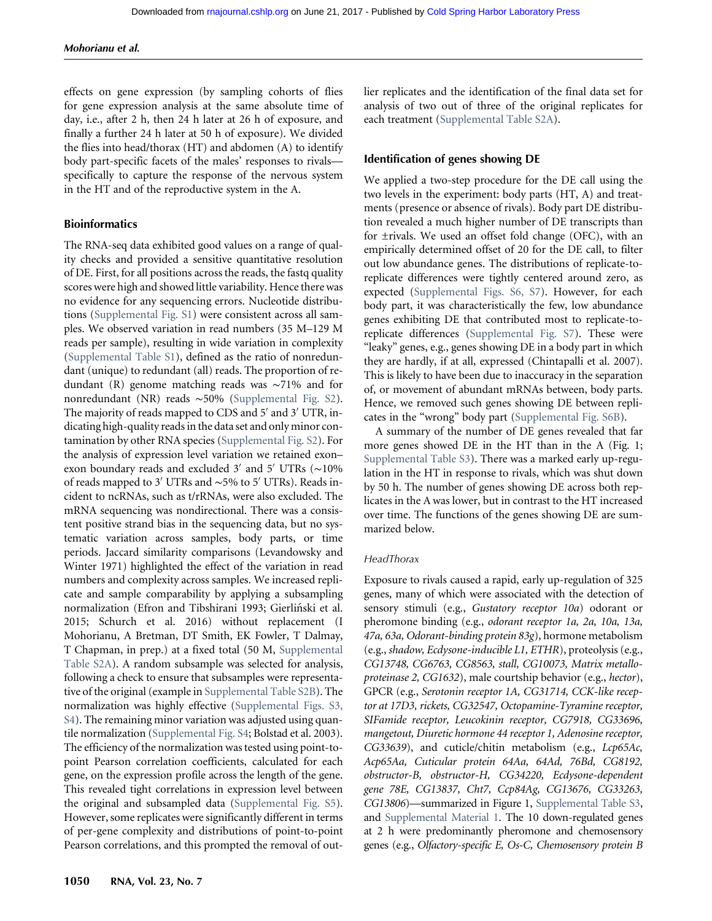effects on gene expression (by sampling cohorts of flies for gene expression analysis at the same absolute time of day, i.e., after 2 h, then 24 h later at 26 h of exposure, and finally a further 24 h later at 50 h of exposure). We divided the flies into head/thorax (HT) and abdomen (A) to identify body part-specific facets of the males' responses to rivals—specifically to capture the response of the nervous system in the HT and of the reproductive system in the A.

### Bioinformatics

The RNA-seq data exhibited good values on a range of quality checks and provided a sensitive quantitative resolution of DE. First, for all positions across the reads, the fastq quality scores were high and showed little variability. Hence there was no evidence for any sequencing errors. Nucleotide distributions (Supplemental Fig. S1) were consistent across all samples. We observed variation in read numbers (35 M–129 M reads per sample), resulting in wide variation in complexity (Supplemental Table S1), defined as the ratio of nonredundant (unique) to redundant (all) reads. The proportion of redundant (R) genome matching reads was ∼71% and for nonredundant (NR) reads ∼50% (Supplemental Fig. S2). The majority of reads mapped to CDS and 5′ and 3′ UTR, indicating high-quality reads in the data set and only minor contamination by other RNA species (Supplemental Fig. S2). For the analysis of expression level variation we retained exon–exon boundary reads and excluded 3′ and 5′ UTRs (∼10% of reads mapped to 3′ UTRs and ∼5% to 5′ UTRs). Reads incident to ncRNAs, such as t/rRNAs, were also excluded. The mRNA sequencing was nondirectional. There was a consistent positive strand bias in the sequencing data, but no systematic variation across samples, body parts, or time periods. Jaccard similarity comparisons (Levandowsky and Winter 1971) highlighted the effect of the variation in read numbers and complexity across samples. We increased replicate and sample comparability by applying a subsampling normalization (Efron and Tibshirani 1993; Gierliński et al. 2015; Schurch et al. 2016) without replacement (I Mohorianu, A Bretman, DT Smith, EK Fowler, T Dalmay, T Chapman, in prep.) at a fixed total (50 M, Supplemental Table S2A). A random subsample was selected for analysis, following a check to ensure that subsamples were representative of the original (example in Supplemental Table S2B). The normalization was highly effective (Supplemental Figs. S3, S4). The remaining minor variation was adjusted using quantile normalization (Supplemental Fig. S4; Bolstad et al. 2003). The efficiency of the normalization was tested using point-to-point Pearson correlation coefficients, calculated for each gene, on the expression profile across the length of the gene. This revealed tight correlations in expression level between the original and subsampled data (Supplemental Fig. S5). However, some replicates were significantly different in terms of per-gene complexity and distributions of point-to-point Pearson correlations, and this prompted the removal of outlier replicates and the identification of the final data set for analysis of two out of three of the original replicates for each treatment (Supplemental Table S2A).

### Identification of genes showing DE

We applied a two-step procedure for the DE call using the two levels in the experiment: body parts (HT, A) and treatments (presence or absence of rivals). Body part DE distribution revealed a much higher number of DE transcripts than for ±rivals. We used an offset fold change (OFC), with an empirically determined offset of 20 for the DE call, to filter out low abundance genes. The distributions of replicate-to-replicate differences were tightly centered around zero, as expected (Supplemental Figs. S6, S7). However, for each body part, it was characteristically the few, low abundance genes exhibiting DE that contributed most to replicate-to-replicate differences (Supplemental Fig. S7). These were "leaky" genes, e.g., genes showing DE in a body part in which they are hardly, if at all, expressed (Chintapalli et al. 2007). This is likely to have been due to inaccuracy in the separation of, or movement of abundant mRNAs between, body parts. Hence, we removed such genes showing DE between replicates in the "wrong" body part (Supplemental Fig. S6B).

A summary of the number of DE genes revealed that far more genes showed DE in the HT than in the A (Fig. 1; Supplemental Table S3). There was a marked early up-regulation in the HT in response to rivals, which was shut down by 50 h. The number of genes showing DE across both replicates in the A was lower, but in contrast to the HT increased over time. The functions of the genes showing DE are summarized below.

#### *HeadThorax*

Exposure to rivals caused a rapid, early up-regulation of 325 genes, many of which were associated with the detection of sensory stimuli (e.g., *Gustatory receptor 10a*) odorant or pheromone binding (e.g., *odorant receptor 1a, 2a, 10a, 13a, 47a, 63a, Odorant-binding protein 83g*), hormone metabolism (e.g., *shadow, Ecdysone-inducible L1, ETHR*), proteolysis (e.g., *CG13748, CG6763, CG8563, stall, CG10073, Matrix metalloproteinase 2, CG1632*), male courtship behavior (e.g., *hector*), GPCR (e.g., *Serotonin receptor 1A, CG31714, CCK-like receptor at 17D3, rickets, CG32547, Octopamine-Tyramine receptor, SIFamide receptor, Leucokinin receptor, CG7918, CG33696, mangetout, Diuretic hormone 44 receptor 1, Adenosine receptor, CG33639*), and cuticle/chitin metabolism (e.g., *Lcp65Ac, Acp65Aa, Cuticular protein 64Aa, 64Ad, 76Bd, CG8192, obstructor-B, obstructor-H, CG34220, Ecdysone-dependent gene 78E, CG13837, Cht7, Ccp84Ag, CG13676, CG33263, CG13806*)—summarized in Figure 1, Supplemental Table S3, and Supplemental Material 1. The 10 down-regulated genes at 2 h were predominantly pheromone and chemosensory genes (e.g., *Olfactory-specific E, Os-C, Chemosensory protein B*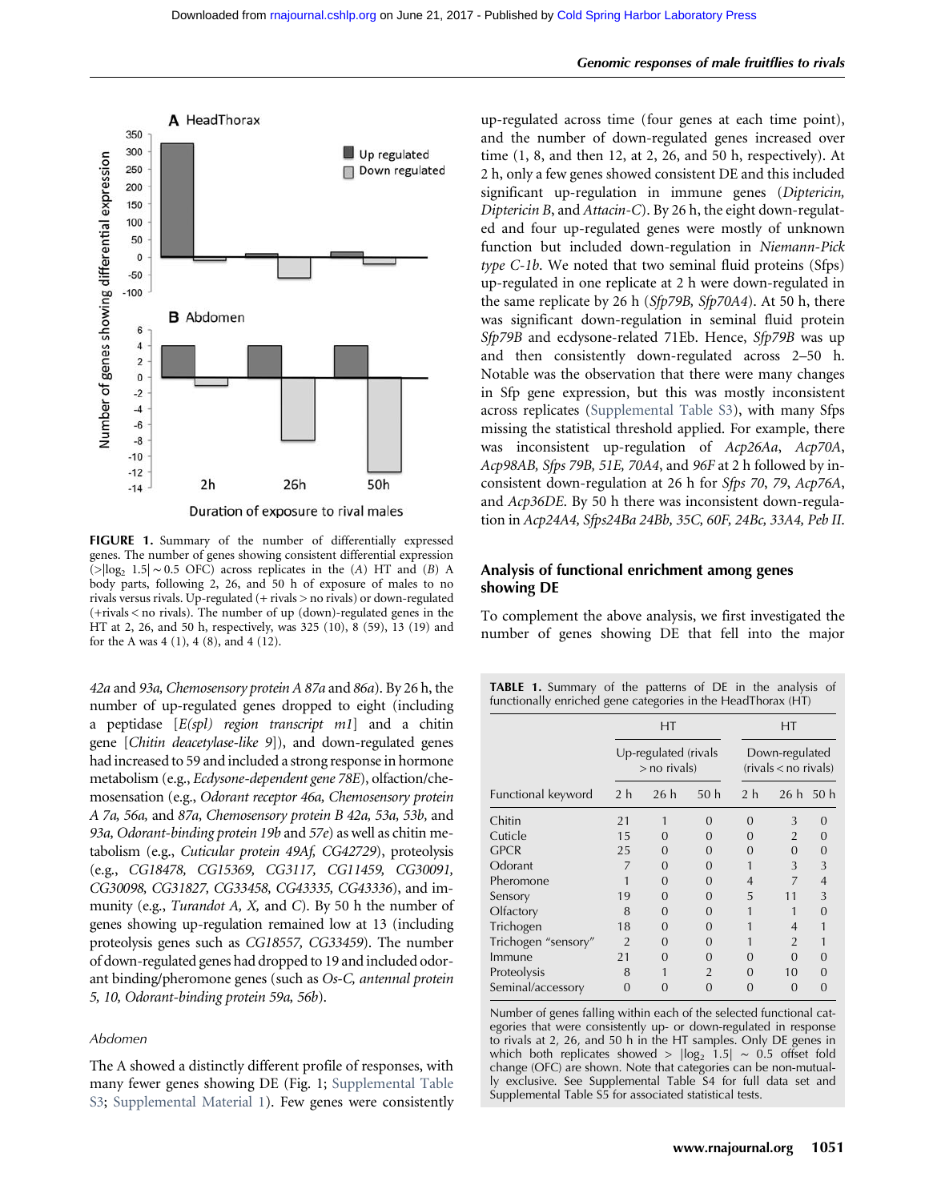FIGURE 1. Summary of the number of differentially expressed genes. The number of genes showing consistent differential expression (>|log$_2$ 1.5| ∼ 0.5 OFC) across replicates in the (A) HT and (B) A body parts, following 2, 26, and 50 h of exposure of males to no rivals versus rivals. Up-regulated (+ rivals > no rivals) or down-regulated (+rivals < no rivals). The number of up (down)-regulated genes in the HT at 2, 26, and 50 h, respectively, was 325 (10), 8 (59), 13 (19) and for the A was 4 (1), 4 (8), and 4 (12).

*42a* and *93a*, *Chemosensory protein A 87a* and *86a*). By 26 h, the number of up-regulated genes dropped to eight (including a peptidase [*E(spl) region transcript m1*] and a chitin gene [*Chitin deacetylase-like 9*]), and down-regulated genes had increased to 59 and included a strong response in hormone metabolism (e.g., *Ecdysone-dependent gene 78E*), olfaction/chemosensation (e.g., *Odorant receptor 46a*, *Chemosensory protein A 7a*, *56a*, and *87a*, *Chemosensory protein B 42a*, *53a*, *53b*, and *93a*, *Odorant-binding protein 19b* and *57e*) as well as chitin metabolism (e.g., *Cuticular protein 49Af*, *CG42729*), proteolysis (e.g., *CG18478*, *CG15369*, *CG3117*, *CG11459*, *CG30091*, *CG30098*, *CG31827*, *CG33458*, *CG43335*, *CG43336*), and immunity (e.g., *Turandot A*, *X*, and *C*). By 50 h the number of genes showing up-regulation remained low at 13 (including proteolysis genes such as *CG18557*, *CG33459*). The number of down-regulated genes had dropped to 19 and included odorant binding/pheromone genes (such as *Os-C*, *antennal protein 5*, *10*, *Odorant-binding protein 59a*, *56b*).

### Abdomen

The A showed a distinctly different profile of responses, with many fewer genes showing DE (Fig. 1; Supplemental Table S3; Supplemental Material 1). Few genes were consistently up-regulated across time (four genes at each time point), and the number of down-regulated genes increased over time (1, 8, and then 12, at 2, 26, and 50 h, respectively). At 2 h, only a few genes showed consistent DE and this included significant up-regulation in immune genes (*Diptericin*, *Diptericin B*, and *Attacin-C*). By 26 h, the eight down-regulated and four up-regulated genes were mostly of unknown function but included down-regulation in *Niemann-Pick type C-1b*. We noted that two seminal fluid proteins (Sfps) up-regulated in one replicate at 2 h were down-regulated in the same replicate by 26 h (*Sfp79B*, *Sfp70A4*). At 50 h, there was significant down-regulation in seminal fluid protein *Sfp79B* and ecdysone-related 71Eb. Hence, *Sfp79B* was up and then consistently down-regulated across 2–50 h. Notable was the observation that there were many changes in Sfp gene expression, but this was mostly inconsistent across replicates (Supplemental Table S3), with many Sfps missing the statistical threshold applied. For example, there was inconsistent up-regulation of *Acp26Aa*, *Acp70A*, *Acp98AB*, *Sfps 79B*, *51E*, *70A4*, and *96F* at 2 h followed by inconsistent down-regulation at 26 h for *Sfps 70*, *79*, *Acp76A*, and *Acp36DE*. By 50 h there was inconsistent down-regulation in *Acp24A4*, *Sfps24Ba 24Bb*, *35C*, *60F*, *24Bc*, *33A4*, *Peb II*.

## Analysis of functional enrichment among genes showing DE

To complement the above analysis, we first investigated the number of genes showing DE that fell into the major

TABLE 1. Summary of the patterns of DE in the analysis of functionally enriched gene categories in the HeadThorax (HT)

| | HT | | | HT | | |
|---|---|---|---|---|---|---|
| | Up-regulated (rivals > no rivals) | | | Down-regulated (rivals < no rivals) | | |
| Functional keyword | 2 h | 26 h | 50 h | 2 h | 26 h | 50 h |
| Chitin | 21 | 1 | 0 | 0 | 3 | 0 |
| Cuticle | 15 | 0 | 0 | 0 | 2 | 0 |
| GPCR | 25 | 0 | 0 | 0 | 0 | 0 |
| Odorant | 7 | 0 | 0 | 1 | 3 | 3 |
| Pheromone | 1 | 0 | 0 | 4 | 7 | 4 |
| Sensory | 19 | 0 | 0 | 5 | 11 | 3 |
| Olfactory | 8 | 0 | 0 | 1 | 1 | 0 |
| Trichogen | 18 | 0 | 0 | 1 | 4 | 1 |
| Trichogen "sensory" | 2 | 0 | 0 | 1 | 2 | 1 |
| Immune | 21 | 0 | 0 | 0 | 0 | 0 |
| Proteolysis | 8 | 1 | 2 | 0 | 10 | 0 |
| Seminal/accessory | 0 | 0 | 0 | 0 | 0 | 0 |

Number of genes falling within each of the selected functional categories that were consistently up- or down-regulated in response to rivals at 2, 26, and 50 h in the HT samples. Only DE genes in which both replicates showed > |log$_2$ 1.5| ∼ 0.5 offset fold change (OFC) are shown. Note that categories can be non-mutually exclusive. See Supplemental Table S4 for full data set and Supplemental Table S5 for associated statistical tests.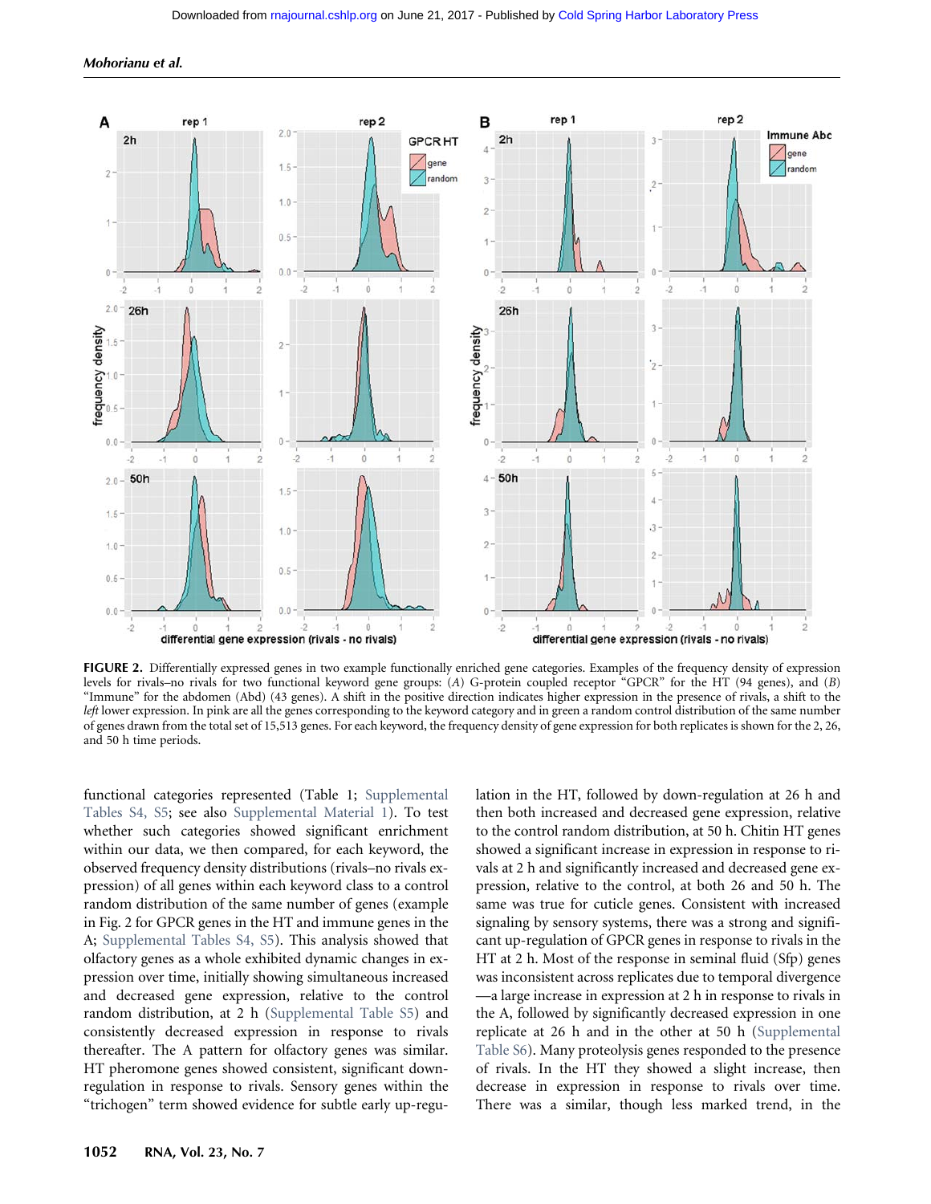**FIGURE 2.** Differentially expressed genes in two example functionally enriched gene categories. Examples of the frequency density of expression levels for rivals–no rivals for two functional keyword gene groups: (*A*) G-protein coupled receptor "GPCR" for the HT (94 genes), and (*B*) "Immune" for the abdomen (Abd) (43 genes). A shift in the positive direction indicates higher expression in the presence of rivals, a shift to the *left* lower expression. In pink are all the genes corresponding to the keyword category and in green a random control distribution of the same number of genes drawn from the total set of 15,513 genes. For each keyword, the frequency density of gene expression for both replicates is shown for the 2, 26, and 50 h time periods.

functional categories represented (Table 1; Supplemental Tables S4, S5; see also Supplemental Material 1). To test whether such categories showed significant enrichment within our data, we then compared, for each keyword, the observed frequency density distributions (rivals–no rivals expression) of all genes within each keyword class to a control random distribution of the same number of genes (example in Fig. 2 for GPCR genes in the HT and immune genes in the A; Supplemental Tables S4, S5). This analysis showed that olfactory genes as a whole exhibited dynamic changes in expression over time, initially showing simultaneous increased and decreased gene expression, relative to the control random distribution, at 2 h (Supplemental Table S5) and consistently decreased expression in response to rivals thereafter. The A pattern for olfactory genes was similar. HT pheromone genes showed consistent, significant down-regulation in response to rivals. Sensory genes within the "trichogen" term showed evidence for subtle early up-regulation in the HT, followed by down-regulation at 26 h and then both increased and decreased gene expression, relative to the control random distribution, at 50 h. Chitin HT genes showed a significant increase in expression in response to rivals at 2 h and significantly increased and decreased gene expression, relative to the control, at both 26 and 50 h. The same was true for cuticle genes. Consistent with increased signaling by sensory systems, there was a strong and significant up-regulation of GPCR genes in response to rivals in the HT at 2 h. Most of the response in seminal fluid (Sfp) genes was inconsistent across replicates due to temporal divergence—a large increase in expression at 2 h in response to rivals in the A, followed by significantly decreased expression in one replicate at 26 h and in the other at 50 h (Supplemental Table S6). Many proteolysis genes responded to the presence of rivals. In the HT they showed a slight increase, then decrease in expression in response to rivals over time. There was a similar, though less marked trend, in the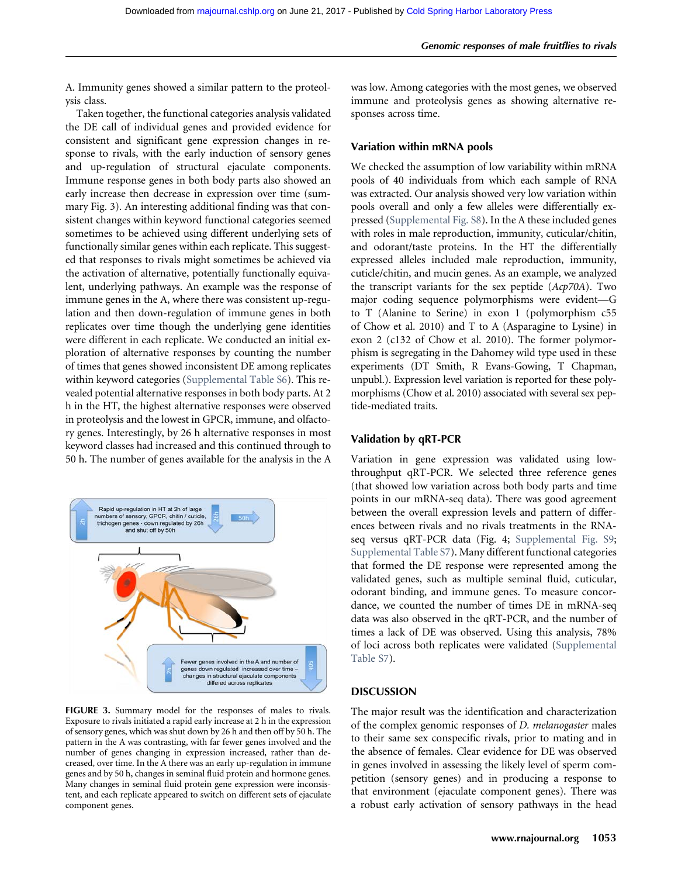A. Immunity genes showed a similar pattern to the proteolysis class.

Taken together, the functional categories analysis validated the DE call of individual genes and provided evidence for consistent and significant gene expression changes in response to rivals, with the early induction of sensory genes and up-regulation of structural ejaculate components. Immune response genes in both body parts also showed an early increase then decrease in expression over time (summary Fig. 3). An interesting additional finding was that consistent changes within keyword functional categories seemed sometimes to be achieved using different underlying sets of functionally similar genes within each replicate. This suggested that responses to rivals might sometimes be achieved via the activation of alternative, potentially functionally equivalent, underlying pathways. An example was the response of immune genes in the A, where there was consistent up-regulation and then down-regulation of immune genes in both replicates over time though the underlying gene identities were different in each replicate. We conducted an initial exploration of alternative responses by counting the number of times that genes showed inconsistent DE among replicates within keyword categories (Supplemental Table S6). This revealed potential alternative responses in both body parts. At 2 h in the HT, the highest alternative responses were observed in proteolysis and the lowest in GPCR, immune, and olfactory genes. Interestingly, by 26 h alternative responses in most keyword classes had increased and this continued through to 50 h. The number of genes available for the analysis in the A was low. Among categories with the most genes, we observed immune and proteolysis genes as showing alternative responses across time.

**FIGURE 3.** Summary model for the responses of males to rivals. Exposure to rivals initiated a rapid early increase at 2 h in the expression of sensory genes, which was shut down by 26 h and then off by 50 h. The pattern in the A was contrasting, with far fewer genes involved and the number of genes changing in expression increased, rather than decreased, over time. In the A there was an early up-regulation in immune genes and by 50 h, changes in seminal fluid protein and hormone genes. Many changes in seminal fluid protein gene expression were inconsistent, and each replicate appeared to switch on different sets of ejaculate component genes.

## Variation within mRNA pools

We checked the assumption of low variability within mRNA pools of 40 individuals from which each sample of RNA was extracted. Our analysis showed very low variation within pools overall and only a few alleles were differentially expressed (Supplemental Fig. S8). In the A these included genes with roles in male reproduction, immunity, cuticular/chitin, and odorant/taste proteins. In the HT the differentially expressed alleles included male reproduction, immunity, cuticle/chitin, and mucin genes. As an example, we analyzed the transcript variants for the sex peptide (*Acp70A*). Two major coding sequence polymorphisms were evident—G to T (Alanine to Serine) in exon 1 (polymorphism c55 of Chow et al. 2010) and T to A (Asparagine to Lysine) in exon 2 (c132 of Chow et al. 2010). The former polymorphism is segregating in the Dahomey wild type used in these experiments (DT Smith, R Evans-Gowing, T Chapman, unpubl.). Expression level variation is reported for these polymorphisms (Chow et al. 2010) associated with several sex peptide-mediated traits.

## Validation by qRT-PCR

Variation in gene expression was validated using low-throughput qRT-PCR. We selected three reference genes (that showed low variation across both body parts and time points in our mRNA-seq data). There was good agreement between the overall expression levels and pattern of differences between rivals and no rivals treatments in the RNA-seq versus qRT-PCR data (Fig. 4; Supplemental Fig. S9; Supplemental Table S7). Many different functional categories that formed the DE response were represented among the validated genes, such as multiple seminal fluid, cuticular, odorant binding, and immune genes. To measure concordance, we counted the number of times DE in mRNA-seq data was also observed in the qRT-PCR, and the number of times a lack of DE was observed. Using this analysis, 78% of loci across both replicates were validated (Supplemental Table S7).

## DISCUSSION

The major result was the identification and characterization of the complex genomic responses of *D. melanogaster* males to their same sex conspecific rivals, prior to mating and in the absence of females. Clear evidence for DE was observed in genes involved in assessing the likely level of sperm competition (sensory genes) and in producing a response to that environment (ejaculate component genes). There was a robust early activation of sensory pathways in the head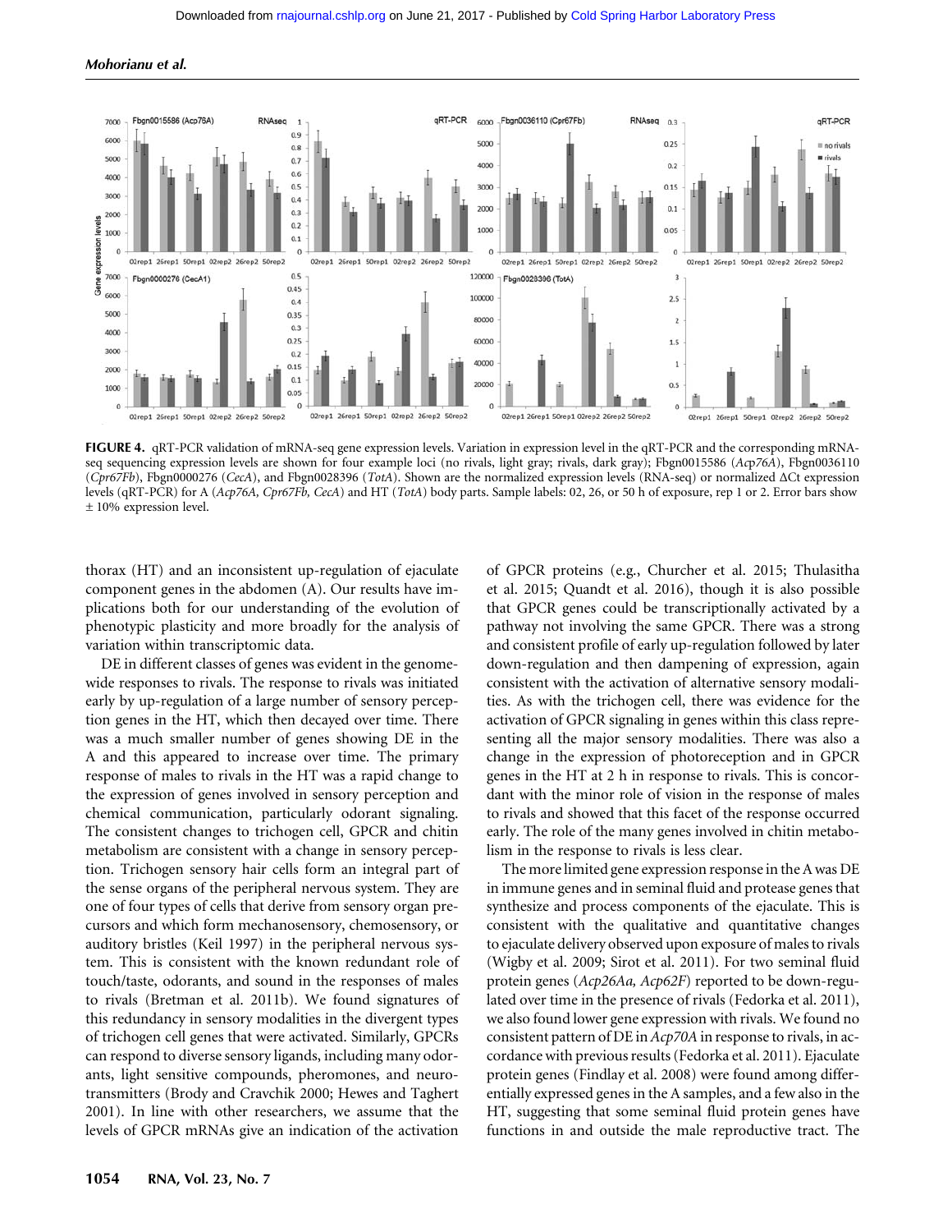**FIGURE 4.** qRT-PCR validation of mRNA-seq gene expression levels. Variation in expression level in the qRT-PCR and the corresponding mRNA-seq sequencing expression levels are shown for four example loci (no rivals, light gray; rivals, dark gray); Fbgn0015586 (*Acp76A*), Fbgn0036110 (*Cpr67Fb*), Fbgn0000276 (*CecA*), and Fbgn0028396 (*TotA*). Shown are the normalized expression levels (RNA-seq) or normalized ΔCt expression levels (qRT-PCR) for A (*Acp76A, Cpr67Fb, CecA*) and HT (*TotA*) body parts. Sample labels: 02, 26, or 50 h of exposure, rep 1 or 2. Error bars show ± 10% expression level.

thorax (HT) and an inconsistent up-regulation of ejaculate component genes in the abdomen (A). Our results have implications both for our understanding of the evolution of phenotypic plasticity and more broadly for the analysis of variation within transcriptomic data.

DE in different classes of genes was evident in the genome-wide responses to rivals. The response to rivals was initiated early by up-regulation of a large number of sensory perception genes in the HT, which then decayed over time. There was a much smaller number of genes showing DE in the A and this appeared to increase over time. The primary response of males to rivals in the HT was a rapid change to the expression of genes involved in sensory perception and chemical communication, particularly odorant signaling. The consistent changes to trichogen cell, GPCR and chitin metabolism are consistent with a change in sensory perception. Trichogen sensory hair cells form an integral part of the sense organs of the peripheral nervous system. They are one of four types of cells that derive from sensory organ precursors and which form mechanosensory, chemosensory, or auditory bristles (Keil 1997) in the peripheral nervous system. This is consistent with the known redundant role of touch/taste, odorants, and sound in the responses of males to rivals (Bretman et al. 2011b). We found signatures of this redundancy in sensory modalities in the divergent types of trichogen cell genes that were activated. Similarly, GPCRs can respond to diverse sensory ligands, including many odorants, light sensitive compounds, pheromones, and neurotransmitters (Brody and Cravchik 2000; Hewes and Taghert 2001). In line with other researchers, we assume that the levels of GPCR mRNAs give an indication of the activation of GPCR proteins (e.g., Churcher et al. 2015; Thulasitha et al. 2015; Quandt et al. 2016), though it is also possible that GPCR genes could be transcriptionally activated by a pathway not involving the same GPCR. There was a strong and consistent profile of early up-regulation followed by later down-regulation and then dampening of expression, again consistent with the activation of alternative sensory modalities. As with the trichogen cell, there was evidence for the activation of GPCR signaling in genes within this class representing all the major sensory modalities. There was also a change in the expression of photoreception and in GPCR genes in the HT at 2 h in response to rivals. This is concordant with the minor role of vision in the response of males to rivals and showed that this facet of the response occurred early. The role of the many genes involved in chitin metabolism in the response to rivals is less clear.

The more limited gene expression response in the A was DE in immune genes and in seminal fluid and protease genes that synthesize and process components of the ejaculate. This is consistent with the qualitative and quantitative changes to ejaculate delivery observed upon exposure of males to rivals (Wigby et al. 2009; Sirot et al. 2011). For two seminal fluid protein genes (*Acp26Aa, Acp62F*) reported to be down-regulated over time in the presence of rivals (Fedorka et al. 2011), we also found lower gene expression with rivals. We found no consistent pattern of DE in *Acp70A* in response to rivals, in accordance with previous results (Fedorka et al. 2011). Ejaculate protein genes (Findlay et al. 2008) were found among differentially expressed genes in the A samples, and a few also in the HT, suggesting that some seminal fluid protein genes have functions in and outside the male reproductive tract. The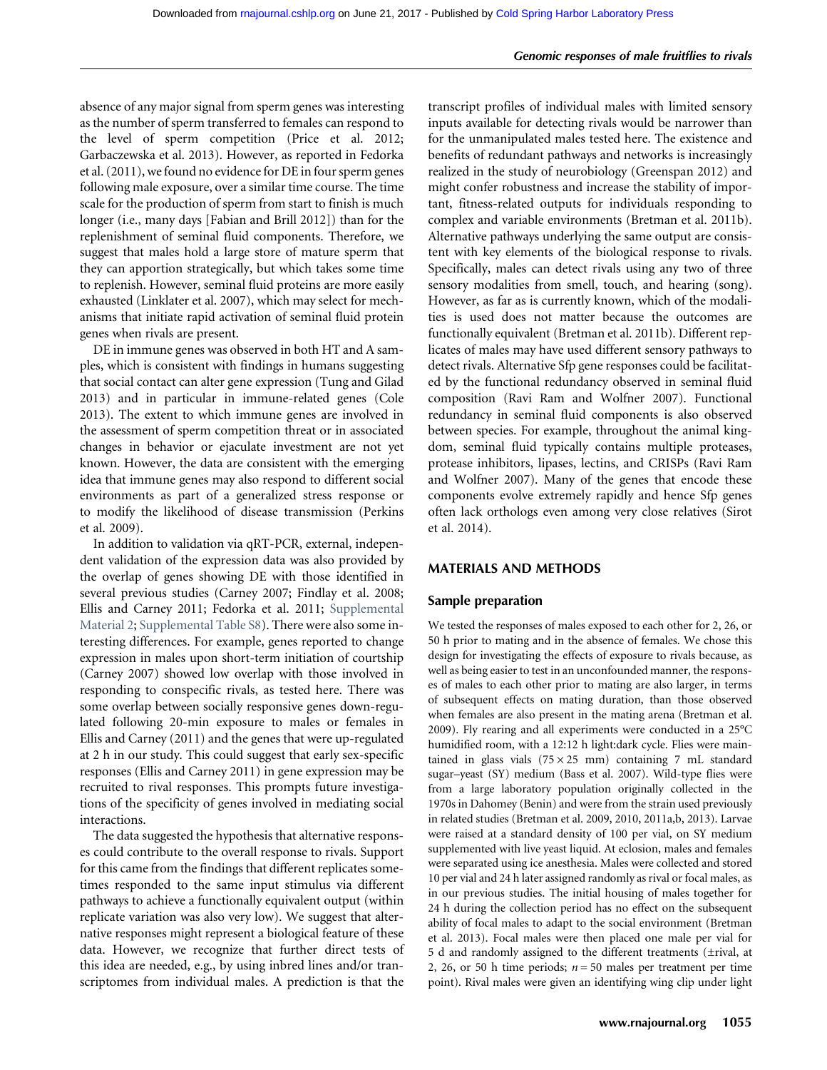absence of any major signal from sperm genes was interesting as the number of sperm transferred to females can respond to the level of sperm competition (Price et al. 2012; Garbaczewska et al. 2013). However, as reported in Fedorka et al. (2011), we found no evidence for DE in four sperm genes following male exposure, over a similar time course. The time scale for the production of sperm from start to finish is much longer (i.e., many days [Fabian and Brill 2012]) than for the replenishment of seminal fluid components. Therefore, we suggest that males hold a large store of mature sperm that they can apportion strategically, but which takes some time to replenish. However, seminal fluid proteins are more easily exhausted (Linklater et al. 2007), which may select for mechanisms that initiate rapid activation of seminal fluid protein genes when rivals are present.

DE in immune genes was observed in both HT and A samples, which is consistent with findings in humans suggesting that social contact can alter gene expression (Tung and Gilad 2013) and in particular in immune-related genes (Cole 2013). The extent to which immune genes are involved in the assessment of sperm competition threat or in associated changes in behavior or ejaculate investment are not yet known. However, the data are consistent with the emerging idea that immune genes may also respond to different social environments as part of a generalized stress response or to modify the likelihood of disease transmission (Perkins et al. 2009).

In addition to validation via qRT-PCR, external, independent validation of the expression data was also provided by the overlap of genes showing DE with those identified in several previous studies (Carney 2007; Findlay et al. 2008; Ellis and Carney 2011; Fedorka et al. 2011; Supplemental Material 2; Supplemental Table S8). There were also some interesting differences. For example, genes reported to change expression in males upon short-term initiation of courtship (Carney 2007) showed low overlap with those involved in responding to conspecific rivals, as tested here. There was some overlap between socially responsive genes down-regulated following 20-min exposure to males or females in Ellis and Carney (2011) and the genes that were up-regulated at 2 h in our study. This could suggest that early sex-specific responses (Ellis and Carney 2011) in gene expression may be recruited to rival responses. This prompts future investigations of the specificity of genes involved in mediating social interactions.

The data suggested the hypothesis that alternative responses could contribute to the overall response to rivals. Support for this came from the findings that different replicates sometimes responded to the same input stimulus via different pathways to achieve a functionally equivalent output (within replicate variation was also very low). We suggest that alternative responses might represent a biological feature of these data. However, we recognize that further direct tests of this idea are needed, e.g., by using inbred lines and/or transcriptomes from individual males. A prediction is that the transcript profiles of individual males with limited sensory inputs available for detecting rivals would be narrower than for the unmanipulated males tested here. The existence and benefits of redundant pathways and networks is increasingly realized in the study of neurobiology (Greenspan 2012) and might confer robustness and increase the stability of important, fitness-related outputs for individuals responding to complex and variable environments (Bretman et al. 2011b). Alternative pathways underlying the same output are consistent with key elements of the biological response to rivals. Specifically, males can detect rivals using any two of three sensory modalities from smell, touch, and hearing (song). However, as far as is currently known, which of the modalities is used does not matter because the outcomes are functionally equivalent (Bretman et al. 2011b). Different replicates of males may have used different sensory pathways to detect rivals. Alternative Sfp gene responses could be facilitated by the functional redundancy observed in seminal fluid composition (Ravi Ram and Wolfner 2007). Functional redundancy in seminal fluid components is also observed between species. For example, throughout the animal kingdom, seminal fluid typically contains multiple proteases, protease inhibitors, lipases, lectins, and CRISPs (Ravi Ram and Wolfner 2007). Many of the genes that encode these components evolve extremely rapidly and hence Sfp genes often lack orthologs even among very close relatives (Sirot et al. 2014).

## MATERIALS AND METHODS

### Sample preparation

We tested the responses of males exposed to each other for 2, 26, or 50 h prior to mating and in the absence of females. We chose this design for investigating the effects of exposure to rivals because, as well as being easier to test in an unconfounded manner, the responses of males to each other prior to mating are also larger, in terms of subsequent effects on mating duration, than those observed when females are also present in the mating arena (Bretman et al. 2009). Fly rearing and all experiments were conducted in a 25°C humidified room, with a 12:12 h light:dark cycle. Flies were maintained in glass vials (75 × 25 mm) containing 7 mL standard sugar–yeast (SY) medium (Bass et al. 2007). Wild-type flies were from a large laboratory population originally collected in the 1970s in Dahomey (Benin) and were from the strain used previously in related studies (Bretman et al. 2009, 2010, 2011a,b, 2013). Larvae were raised at a standard density of 100 per vial, on SY medium supplemented with live yeast liquid. At eclosion, males and females were separated using ice anesthesia. Males were collected and stored 10 per vial and 24 h later assigned randomly as rival or focal males, as in our previous studies. The initial housing of males together for 24 h during the collection period has no effect on the subsequent ability of focal males to adapt to the social environment (Bretman et al. 2013). Focal males were then placed one male per vial for 5 d and randomly assigned to the different treatments (±rival, at 2, 26, or 50 h time periods; $n = 50$ males per treatment per time point). Rival males were given an identifying wing clip under light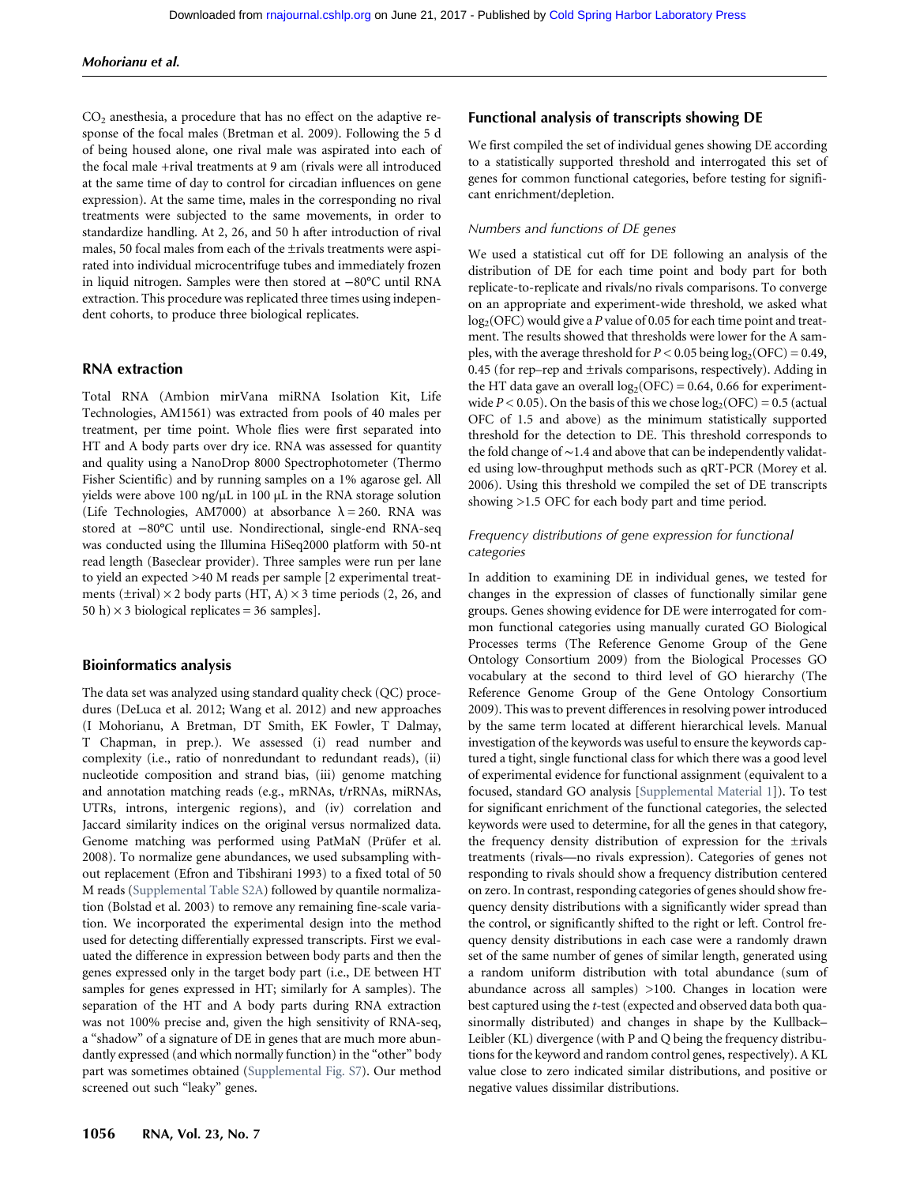$CO_2$ anesthesia, a procedure that has no effect on the adaptive response of the focal males (Bretman et al. 2009). Following the 5 d of being housed alone, one rival male was aspirated into each of the focal male +rival treatments at 9 am (rivals were all introduced at the same time of day to control for circadian influences on gene expression). At the same time, males in the corresponding no rival treatments were subjected to the same movements, in order to standardize handling. At 2, 26, and 50 h after introduction of rival males, 50 focal males from each of the ±rivals treatments were aspirated into individual microcentrifuge tubes and immediately frozen in liquid nitrogen. Samples were then stored at −80°C until RNA extraction. This procedure was replicated three times using independent cohorts, to produce three biological replicates.

### RNA extraction

Total RNA (Ambion mirVana miRNA Isolation Kit, Life Technologies, AM1561) was extracted from pools of 40 males per treatment, per time point. Whole flies were first separated into HT and A body parts over dry ice. RNA was assessed for quantity and quality using a NanoDrop 8000 Spectrophotometer (Thermo Fisher Scientific) and by running samples on a 1% agarose gel. All yields were above 100 ng/μL in 100 μL in the RNA storage solution (Life Technologies, AM7000) at absorbance $\lambda = 260$. RNA was stored at −80°C until use. Nondirectional, single-end RNA-seq was conducted using the Illumina HiSeq2000 platform with 50-nt read length (Baseclear provider). Three samples were run per lane to yield an expected >40 M reads per sample [2 experimental treatments (±rival) × 2 body parts (HT, A) × 3 time periods (2, 26, and 50 h) × 3 biological replicates = 36 samples].

### Bioinformatics analysis

The data set was analyzed using standard quality check (QC) procedures (DeLuca et al. 2012; Wang et al. 2012) and new approaches (I Mohorianu, A Bretman, DT Smith, EK Fowler, T Dalmay, T Chapman, in prep.). We assessed (i) read number and complexity (i.e., ratio of nonredundant to redundant reads), (ii) nucleotide composition and strand bias, (iii) genome matching and annotation matching reads (e.g., mRNAs, t/rRNAs, miRNAs, UTRs, introns, intergenic regions), and (iv) correlation and Jaccard similarity indices on the original versus normalized data. Genome matching was performed using PatMaN (Prüfer et al. 2008). To normalize gene abundances, we used subsampling without replacement (Efron and Tibshirani 1993) to a fixed total of 50 M reads (Supplemental Table S2A) followed by quantile normalization (Bolstad et al. 2003) to remove any remaining fine-scale variation. We incorporated the experimental design into the method used for detecting differentially expressed transcripts. First we evaluated the difference in expression between body parts and then the genes expressed only in the target body part (i.e., DE between HT samples for genes expressed in HT; similarly for A samples). The separation of the HT and A body parts during RNA extraction was not 100% precise and, given the high sensitivity of RNA-seq, a "shadow" of a signature of DE in genes that are much more abundantly expressed (and which normally function) in the "other" body part was sometimes obtained (Supplemental Fig. S7). Our method screened out such "leaky" genes.

### Functional analysis of transcripts showing DE

We first compiled the set of individual genes showing DE according to a statistically supported threshold and interrogated this set of genes for common functional categories, before testing for significant enrichment/depletion.

#### *Numbers and functions of DE genes*

We used a statistical cut off for DE following an analysis of the distribution of DE for each time point and body part for both replicate-to-replicate and rivals/no rivals comparisons. To converge on an appropriate and experiment-wide threshold, we asked what $\log_2$(OFC) would give a $P$ value of 0.05 for each time point and treatment. The results showed that thresholds were lower for the A samples, with the average threshold for $P < 0.05$ being $\log_2(\text{OFC}) = 0.49$, 0.45 (for rep–rep and ±rivals comparisons, respectively). Adding in the HT data gave an overall $\log_2(\text{OFC}) = 0.64$, 0.66 for experiment-wide $P < 0.05$). On the basis of this we chose $\log_2(\text{OFC}) = 0.5$ (actual OFC of 1.5 and above) as the minimum statistically supported threshold for the detection to DE. This threshold corresponds to the fold change of ∼1.4 and above that can be independently validated using low-throughput methods such as qRT-PCR (Morey et al. 2006). Using this threshold we compiled the set of DE transcripts showing >1.5 OFC for each body part and time period.

#### *Frequency distributions of gene expression for functional categories*

In addition to examining DE in individual genes, we tested for changes in the expression of classes of functionally similar gene groups. Genes showing evidence for DE were interrogated for common functional categories using manually curated GO Biological Processes terms (The Reference Genome Group of the Gene Ontology Consortium 2009) from the Biological Processes GO vocabulary at the second to third level of GO hierarchy (The Reference Genome Group of the Gene Ontology Consortium 2009). This was to prevent differences in resolving power introduced by the same term located at different hierarchical levels. Manual investigation of the keywords was useful to ensure the keywords captured a tight, single functional class for which there was a good level of experimental evidence for functional assignment (equivalent to a focused, standard GO analysis [Supplemental Material 1]). To test for significant enrichment of the functional categories, the selected keywords were used to determine, for all the genes in that category, the frequency density distribution of expression for the ±rivals treatments (rivals—no rivals expression). Categories of genes not responding to rivals should show a frequency distribution centered on zero. In contrast, responding categories of genes should show frequency density distributions with a significantly wider spread than the control, or significantly shifted to the right or left. Control frequency density distributions in each case were a randomly drawn set of the same number of genes of similar length, generated using a random uniform distribution with total abundance (sum of abundance across all samples) >100. Changes in location were best captured using the $t$-test (expected and observed data both quasinormally distributed) and changes in shape by the Kullback–Leibler (KL) divergence (with P and Q being the frequency distributions for the keyword and random control genes, respectively). A KL value close to zero indicated similar distributions, and positive or negative values dissimilar distributions.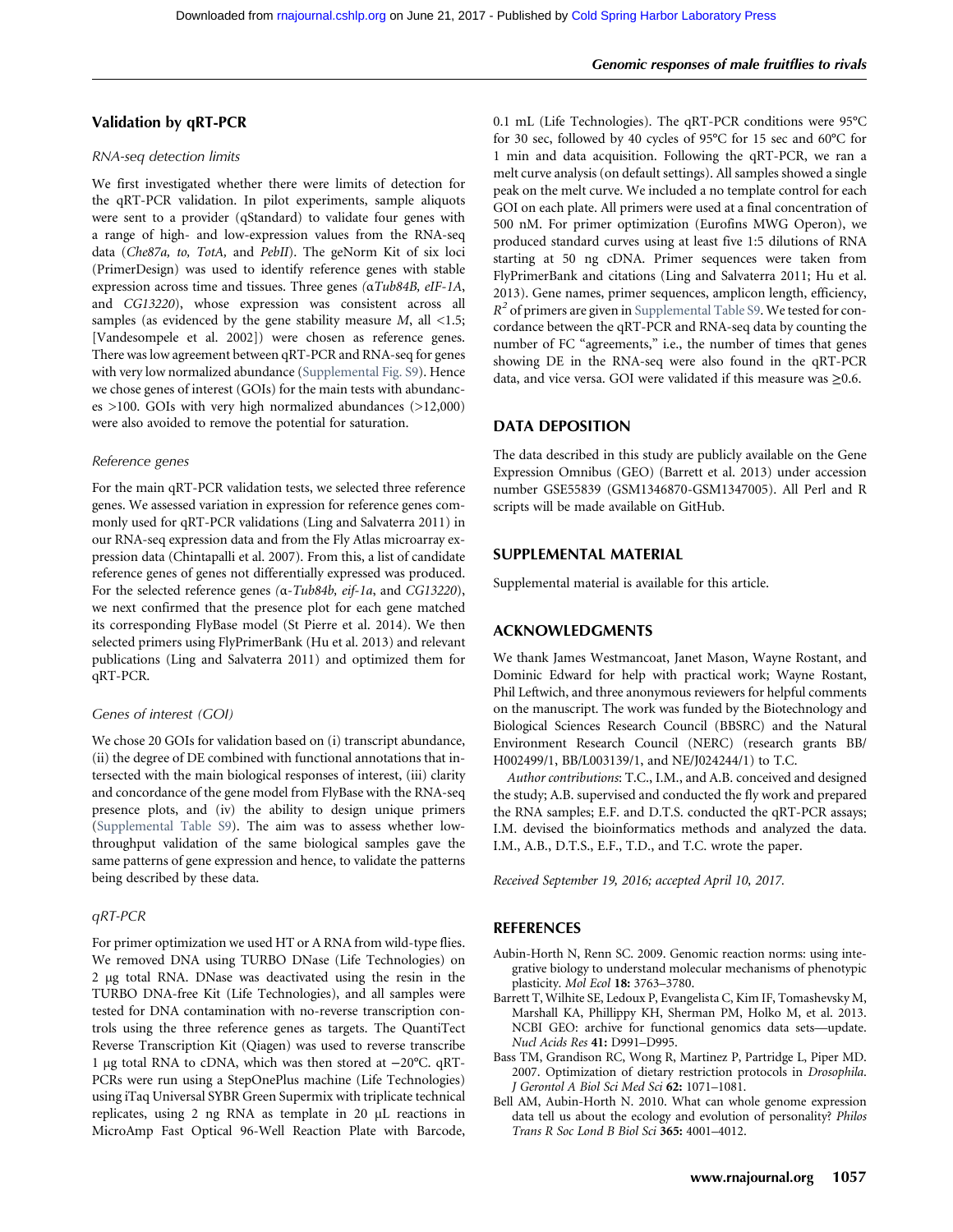## Validation by qRT-PCR

### RNA-seq detection limits

We first investigated whether there were limits of detection for the qRT-PCR validation. In pilot experiments, sample aliquots were sent to a provider (qStandard) to validate four genes with a range of high- and low-expression values from the RNA-seq data (*Che87a, to, TotA,* and *PebII*). The geNorm Kit of six loci (PrimerDesign) was used to identify reference genes with stable expression across time and tissues. Three genes (*αTub84B, eIF-1A*, and *CG13220*), whose expression was consistent across all samples (as evidenced by the gene stability measure *M*, all <1.5; [Vandesompele et al. 2002]) were chosen as reference genes. There was low agreement between qRT-PCR and RNA-seq for genes with very low normalized abundance (Supplemental Fig. S9). Hence we chose genes of interest (GOIs) for the main tests with abundances >100. GOIs with very high normalized abundances (>12,000) were also avoided to remove the potential for saturation.

### Reference genes

For the main qRT-PCR validation tests, we selected three reference genes. We assessed variation in expression for reference genes commonly used for qRT-PCR validations (Ling and Salvaterra 2011) in our RNA-seq expression data and from the Fly Atlas microarray expression data (Chintapalli et al. 2007). From this, a list of candidate reference genes of genes not differentially expressed was produced. For the selected reference genes (*α-Tub84b, eif-1a*, and *CG13220*), we next confirmed that the presence plot for each gene matched its corresponding FlyBase model (St Pierre et al. 2014). We then selected primers using FlyPrimerBank (Hu et al. 2013) and relevant publications (Ling and Salvaterra 2011) and optimized them for qRT-PCR.

### Genes of interest (GOI)

We chose 20 GOIs for validation based on (i) transcript abundance, (ii) the degree of DE combined with functional annotations that intersected with the main biological responses of interest, (iii) clarity and concordance of the gene model from FlyBase with the RNA-seq presence plots, and (iv) the ability to design unique primers (Supplemental Table S9). The aim was to assess whether low-throughput validation of the same biological samples gave the same patterns of gene expression and hence, to validate the patterns being described by these data.

### qRT-PCR

For primer optimization we used HT or A RNA from wild-type flies. We removed DNA using TURBO DNase (Life Technologies) on 2 µg total RNA. DNase was deactivated using the resin in the TURBO DNA-free Kit (Life Technologies), and all samples were tested for DNA contamination with no-reverse transcription controls using the three reference genes as targets. The QuantiTect Reverse Transcription Kit (Qiagen) was used to reverse transcribe 1 µg total RNA to cDNA, which was then stored at −20°C. qRT-PCRs were run using a StepOnePlus machine (Life Technologies) using iTaq Universal SYBR Green Supermix with triplicate technical replicates, using 2 ng RNA as template in 20 µL reactions in MicroAmp Fast Optical 96-Well Reaction Plate with Barcode, 0.1 mL (Life Technologies). The qRT-PCR conditions were 95°C for 30 sec, followed by 40 cycles of 95°C for 15 sec and 60°C for 1 min and data acquisition. Following the qRT-PCR, we ran a melt curve analysis (on default settings). All samples showed a single peak on the melt curve. We included a no template control for each GOI on each plate. All primers were used at a final concentration of 500 nM. For primer optimization (Eurofins MWG Operon), we produced standard curves using at least five 1:5 dilutions of RNA starting at 50 ng cDNA. Primer sequences were taken from FlyPrimerBank and citations (Ling and Salvaterra 2011; Hu et al. 2013). Gene names, primer sequences, amplicon length, efficiency, $R^2$ of primers are given in Supplemental Table S9. We tested for concordance between the qRT-PCR and RNA-seq data by counting the number of FC "agreements," i.e., the number of times that genes showing DE in the RNA-seq were also found in the qRT-PCR data, and vice versa. GOI were validated if this measure was ≥0.6.

## DATA DEPOSITION

The data described in this study are publicly available on the Gene Expression Omnibus (GEO) (Barrett et al. 2013) under accession number GSE55839 (GSM1346870-GSM1347005). All Perl and R scripts will be made available on GitHub.

## SUPPLEMENTAL MATERIAL

Supplemental material is available for this article.

## ACKNOWLEDGMENTS

We thank James Westmancoat, Janet Mason, Wayne Rostant, and Dominic Edward for help with practical work; Wayne Rostant, Phil Leftwich, and three anonymous reviewers for helpful comments on the manuscript. The work was funded by the Biotechnology and Biological Sciences Research Council (BBSRC) and the Natural Environment Research Council (NERC) (research grants BB/H002499/1, BB/L003139/1, and NE/J024244/1) to T.C.

*Author contributions*: T.C., I.M., and A.B. conceived and designed the study; A.B. supervised and conducted the fly work and prepared the RNA samples; E.F. and D.T.S. conducted the qRT-PCR assays; I.M. devised the bioinformatics methods and analyzed the data. I.M., A.B., D.T.S., E.F., T.D., and T.C. wrote the paper.

*Received September 19, 2016; accepted April 10, 2017.*

## REFERENCES

Aubin-Horth N, Renn SC. 2009. Genomic reaction norms: using integrative biology to understand molecular mechanisms of phenotypic plasticity. *Mol Ecol* **18:** 3763–3780.

Barrett T, Wilhite SE, Ledoux P, Evangelista C, Kim IF, Tomashevsky M, Marshall KA, Phillippy KH, Sherman PM, Holko M, et al. 2013. NCBI GEO: archive for functional genomics data sets—update. *Nucl Acids Res* **41:** D991–D995.

Bass TM, Grandison RC, Wong R, Martinez P, Partridge L, Piper MD. 2007. Optimization of dietary restriction protocols in *Drosophila*. *J Gerontol A Biol Sci Med Sci* **62:** 1071–1081.

Bell AM, Aubin-Horth N. 2010. What can whole genome expression data tell us about the ecology and evolution of personality? *Philos Trans R Soc Lond B Biol Sci* **365:** 4001–4012.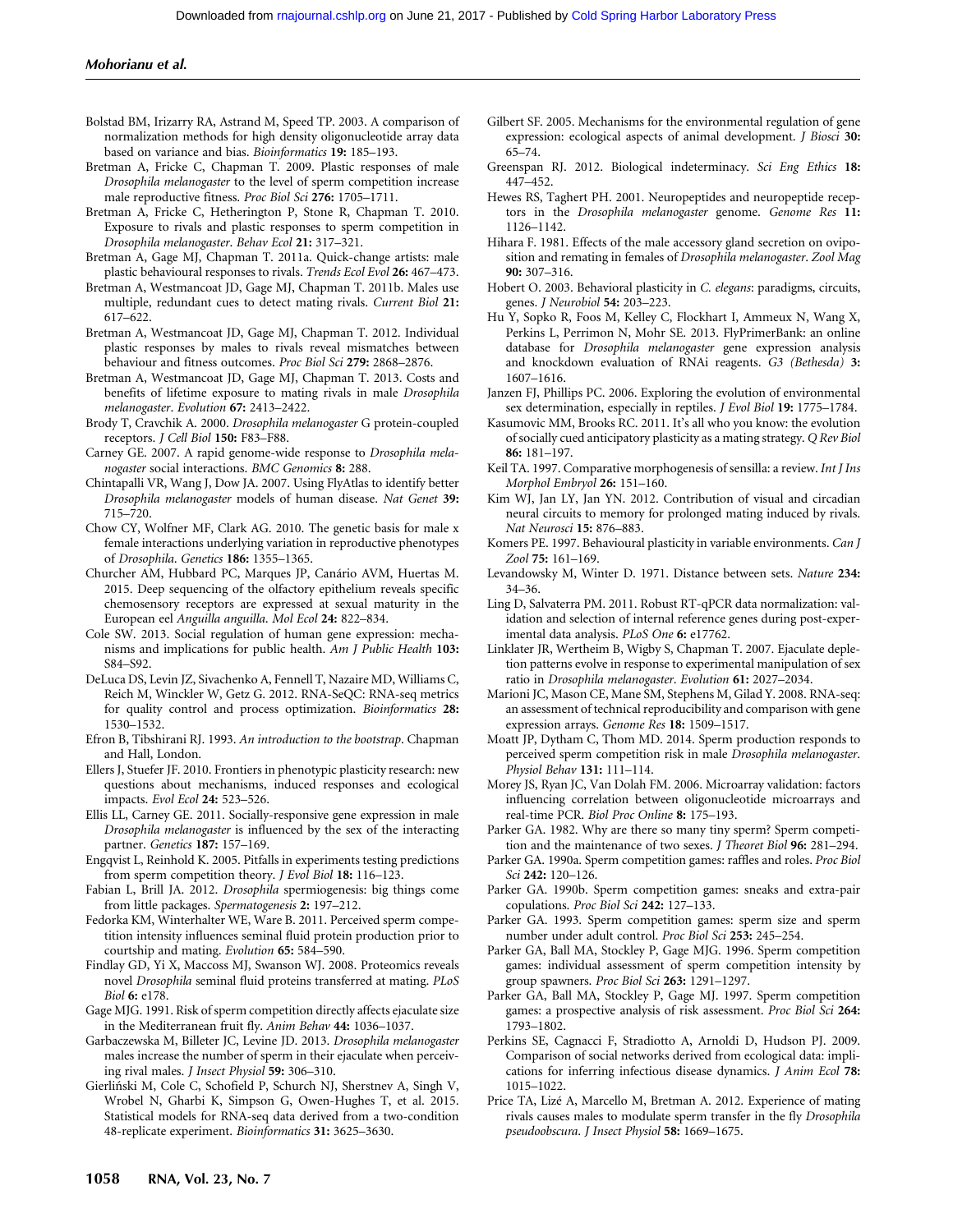Bolstad BM, Irizarry RA, Astrand M, Speed TP. 2003. A comparison of normalization methods for high density oligonucleotide array data based on variance and bias. *Bioinformatics* **19:** 185–193.

Bretman A, Fricke C, Chapman T. 2009. Plastic responses of male *Drosophila melanogaster* to the level of sperm competition increase male reproductive fitness. *Proc Biol Sci* **276:** 1705–1711.

Bretman A, Fricke C, Hetherington P, Stone R, Chapman T. 2010. Exposure to rivals and plastic responses to sperm competition in *Drosophila melanogaster*. *Behav Ecol* **21:** 317–321.

Bretman A, Gage MJ, Chapman T. 2011a. Quick-change artists: male plastic behavioural responses to rivals. *Trends Ecol Evol* **26:** 467–473.

Bretman A, Westmancoat JD, Gage MJ, Chapman T. 2011b. Males use multiple, redundant cues to detect mating rivals. *Current Biol* **21:** 617–622.

Bretman A, Westmancoat JD, Gage MJ, Chapman T. 2012. Individual plastic responses by males to rivals reveal mismatches between behaviour and fitness outcomes. *Proc Biol Sci* **279:** 2868–2876.

Bretman A, Westmancoat JD, Gage MJ, Chapman T. 2013. Costs and benefits of lifetime exposure to mating rivals in male *Drosophila melanogaster*. *Evolution* **67:** 2413–2422.

Brody T, Cravchik A. 2000. *Drosophila melanogaster* G protein-coupled receptors. *J Cell Biol* **150:** F83–F88.

Carney GE. 2007. A rapid genome-wide response to *Drosophila melanogaster* social interactions. *BMC Genomics* **8:** 288.

Chintapalli VR, Wang J, Dow JA. 2007. Using FlyAtlas to identify better *Drosophila melanogaster* models of human disease. *Nat Genet* **39:** 715–720.

Chow CY, Wolfner MF, Clark AG. 2010. The genetic basis for male x female interactions underlying variation in reproductive phenotypes of *Drosophila*. *Genetics* **186:** 1355–1365.

Churcher AM, Hubbard PC, Marques JP, Canário AVM, Huertas M. 2015. Deep sequencing of the olfactory epithelium reveals specific chemosensory receptors are expressed at sexual maturity in the European eel *Anguilla anguilla*. *Mol Ecol* **24:** 822–834.

Cole SW. 2013. Social regulation of human gene expression: mechanisms and implications for public health. *Am J Public Health* **103:** S84–S92.

DeLuca DS, Levin JZ, Sivachenko A, Fennell T, Nazaire MD, Williams C, Reich M, Winckler W, Getz G. 2012. RNA-SeQC: RNA-seq metrics for quality control and process optimization. *Bioinformatics* **28:** 1530–1532.

Efron B, Tibshirani RJ. 1993. *An introduction to the bootstrap*. Chapman and Hall, London.

Ellers J, Stuefer JF. 2010. Frontiers in phenotypic plasticity research: new questions about mechanisms, induced responses and ecological impacts. *Evol Ecol* **24:** 523–526.

Ellis LL, Carney GE. 2011. Socially-responsive gene expression in male *Drosophila melanogaster* is influenced by the sex of the interacting partner. *Genetics* **187:** 157–169.

Engqvist L, Reinhold K. 2005. Pitfalls in experiments testing predictions from sperm competition theory. *J Evol Biol* **18:** 116–123.

Fabian L, Brill JA. 2012. *Drosophila* spermiogenesis: big things come from little packages. *Spermatogenesis* **2:** 197–212.

Fedorka KM, Winterhalter WE, Ware B. 2011. Perceived sperm competition intensity influences seminal fluid protein production prior to courtship and mating. *Evolution* **65:** 584–590.

Findlay GD, Yi X, Maccoss MJ, Swanson WJ. 2008. Proteomics reveals novel *Drosophila* seminal fluid proteins transferred at mating. *PLoS Biol* **6:** e178.

Gage MJG. 1991. Risk of sperm competition directly affects ejaculate size in the Mediterranean fruit fly. *Anim Behav* **44:** 1036–1037.

Garbaczewska M, Billeter JC, Levine JD. 2013. *Drosophila melanogaster* males increase the number of sperm in their ejaculate when perceiving rival males. *J Insect Physiol* **59:** 306–310.

Gierliński M, Cole C, Schofield P, Schurch NJ, Sherstnev A, Singh V, Wrobel N, Gharbi K, Simpson G, Owen-Hughes T, et al. 2015. Statistical models for RNA-seq data derived from a two-condition 48-replicate experiment. *Bioinformatics* **31:** 3625–3630.

Gilbert SF. 2005. Mechanisms for the environmental regulation of gene expression: ecological aspects of animal development. *J Biosci* **30:** 65–74.

Greenspan RJ. 2012. Biological indeterminacy. *Sci Eng Ethics* **18:** 447–452.

Hewes RS, Taghert PH. 2001. Neuropeptides and neuropeptide receptors in the *Drosophila melanogaster* genome. *Genome Res* **11:** 1126–1142.

Hihara F. 1981. Effects of the male accessory gland secretion on oviposition and remating in females of *Drosophila melanogaster*. *Zool Mag* **90:** 307–316.

Hobert O. 2003. Behavioral plasticity in *C. elegans*: paradigms, circuits, genes. *J Neurobiol* **54:** 203–223.

Hu Y, Sopko R, Foos M, Kelley C, Flockhart I, Ammeux N, Wang X, Perkins L, Perrimon N, Mohr SE. 2013. FlyPrimerBank: an online database for *Drosophila melanogaster* gene expression analysis and knockdown evaluation of RNAi reagents. *G3 (Bethesda)* **3:** 1607–1616.

Janzen FJ, Phillips PC. 2006. Exploring the evolution of environmental sex determination, especially in reptiles. *J Evol Biol* **19:** 1775–1784.

Kasumovic MM, Brooks RC. 2011. It's all who you know: the evolution of socially cued anticipatory plasticity as a mating strategy. *Q Rev Biol* **86:** 181–197.

Keil TA. 1997. Comparative morphogenesis of sensilla: a review. *Int J Ins Morphol Embryol* **26:** 151–160.

Kim WJ, Jan LY, Jan YN. 2012. Contribution of visual and circadian neural circuits to memory for prolonged mating induced by rivals. *Nat Neurosci* **15:** 876–883.

Komers PE. 1997. Behavioural plasticity in variable environments. *Can J Zool* **75:** 161–169.

Levandowsky M, Winter D. 1971. Distance between sets. *Nature* **234:** 34–36.

Ling D, Salvaterra PM. 2011. Robust RT-qPCR data normalization: validation and selection of internal reference genes during post-experimental data analysis. *PLoS One* **6:** e17762.

Linklater JR, Wertheim B, Wigby S, Chapman T. 2007. Ejaculate depletion patterns evolve in response to experimental manipulation of sex ratio in *Drosophila melanogaster*. *Evolution* **61:** 2027–2034.

Marioni JC, Mason CE, Mane SM, Stephens M, Gilad Y. 2008. RNA-seq: an assessment of technical reproducibility and comparison with gene expression arrays. *Genome Res* **18:** 1509–1517.

Moatt JP, Dytham C, Thom MD. 2014. Sperm production responds to perceived sperm competition risk in male *Drosophila melanogaster*. *Physiol Behav* **131:** 111–114.

Morey JS, Ryan JC, Van Dolah FM. 2006. Microarray validation: factors influencing correlation between oligonucleotide microarrays and real-time PCR. *Biol Proc Online* **8:** 175–193.

Parker GA. 1982. Why are there so many tiny sperm? Sperm competition and the maintenance of two sexes. *J Theoret Biol* **96:** 281–294.

Parker GA. 1990a. Sperm competition games: raffles and roles. *Proc Biol Sci* **242:** 120–126.

Parker GA. 1990b. Sperm competition games: sneaks and extra-pair copulations. *Proc Biol Sci* **242:** 127–133.

Parker GA. 1993. Sperm competition games: sperm size and sperm number under adult control. *Proc Biol Sci* **253:** 245–254.

Parker GA, Ball MA, Stockley P, Gage MJG. 1996. Sperm competition games: individual assessment of sperm competition intensity by group spawners. *Proc Biol Sci* **263:** 1291–1297.

Parker GA, Ball MA, Stockley P, Gage MJ. 1997. Sperm competition games: a prospective analysis of risk assessment. *Proc Biol Sci* **264:** 1793–1802.

Perkins SE, Cagnacci F, Stradiotto A, Arnoldi D, Hudson PJ. 2009. Comparison of social networks derived from ecological data: implications for inferring infectious disease dynamics. *J Anim Ecol* **78:** 1015–1022.

Price TA, Lizé A, Marcello M, Bretman A. 2012. Experience of mating rivals causes males to modulate sperm transfer in the fly *Drosophila pseudoobscura*. *J Insect Physiol* **58:** 1669–1675.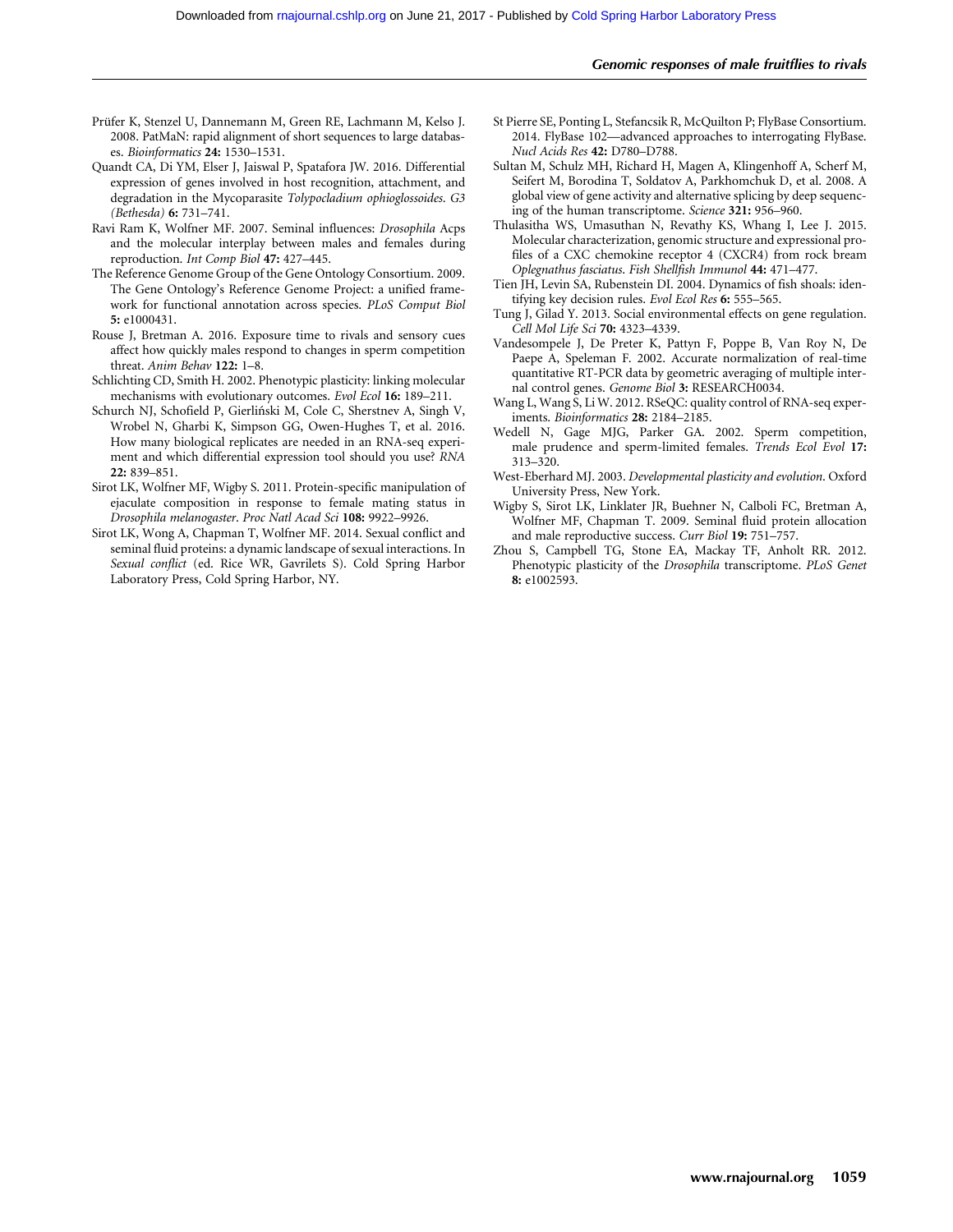Prüfer K, Stenzel U, Dannemann M, Green RE, Lachmann M, Kelso J. 2008. PatMaN: rapid alignment of short sequences to large databases. *Bioinformatics* **24:** 1530–1531.

Quandt CA, Di YM, Elser J, Jaiswal P, Spatafora JW. 2016. Differential expression of genes involved in host recognition, attachment, and degradation in the Mycoparasite *Tolypocladium ophioglossoides*. *G3 (Bethesda)* **6:** 731–741.

Ravi Ram K, Wolfner MF. 2007. Seminal influences: *Drosophila* Acps and the molecular interplay between males and females during reproduction. *Int Comp Biol* **47:** 427–445.

The Reference Genome Group of the Gene Ontology Consortium. 2009. The Gene Ontology's Reference Genome Project: a unified framework for functional annotation across species. *PLoS Comput Biol* **5:** e1000431.

Rouse J, Bretman A. 2016. Exposure time to rivals and sensory cues affect how quickly males respond to changes in sperm competition threat. *Anim Behav* **122:** 1–8.

Schlichting CD, Smith H. 2002. Phenotypic plasticity: linking molecular mechanisms with evolutionary outcomes. *Evol Ecol* **16:** 189–211.

Schurch NJ, Schofield P, Gierliński M, Cole C, Sherstnev A, Singh V, Wrobel N, Gharbi K, Simpson GG, Owen-Hughes T, et al. 2016. How many biological replicates are needed in an RNA-seq experiment and which differential expression tool should you use? *RNA* **22:** 839–851.

Sirot LK, Wolfner MF, Wigby S. 2011. Protein-specific manipulation of ejaculate composition in response to female mating status in *Drosophila melanogaster*. *Proc Natl Acad Sci* **108:** 9922–9926.

Sirot LK, Wong A, Chapman T, Wolfner MF. 2014. Sexual conflict and seminal fluid proteins: a dynamic landscape of sexual interactions. In *Sexual conflict* (ed. Rice WR, Gavrilets S). Cold Spring Harbor Laboratory Press, Cold Spring Harbor, NY.

St Pierre SE, Ponting L, Stefancsik R, McQuilton P; FlyBase Consortium. 2014. FlyBase 102—advanced approaches to interrogating FlyBase. *Nucl Acids Res* **42:** D780–D788.

Sultan M, Schulz MH, Richard H, Magen A, Klingenhoff A, Scherf M, Seifert M, Borodina T, Soldatov A, Parkhomchuk D, et al. 2008. A global view of gene activity and alternative splicing by deep sequencing of the human transcriptome. *Science* **321:** 956–960.

Thulasitha WS, Umasuthan N, Revathy KS, Whang I, Lee J. 2015. Molecular characterization, genomic structure and expressional profiles of a CXC chemokine receptor 4 (CXCR4) from rock bream *Oplegnathus fasciatus*. *Fish Shellfish Immunol* **44:** 471–477.

Tien JH, Levin SA, Rubenstein DI. 2004. Dynamics of fish shoals: identifying key decision rules. *Evol Ecol Res* **6:** 555–565.

Tung J, Gilad Y. 2013. Social environmental effects on gene regulation. *Cell Mol Life Sci* **70:** 4323–4339.

Vandesompele J, De Preter K, Pattyn F, Poppe B, Van Roy N, De Paepe A, Speleman F. 2002. Accurate normalization of real-time quantitative RT-PCR data by geometric averaging of multiple internal control genes. *Genome Biol* **3:** RESEARCH0034.

Wang L, Wang S, Li W. 2012. RSeQC: quality control of RNA-seq experiments. *Bioinformatics* **28:** 2184–2185.

Wedell N, Gage MJG, Parker GA. 2002. Sperm competition, male prudence and sperm-limited females. *Trends Ecol Evol* **17:** 313–320.

West-Eberhard MJ. 2003. *Developmental plasticity and evolution*. Oxford University Press, New York.

Wigby S, Sirot LK, Linklater JR, Buehner N, Calboli FC, Bretman A, Wolfner MF, Chapman T. 2009. Seminal fluid protein allocation and male reproductive success. *Curr Biol* **19:** 751–757.

Zhou S, Campbell TG, Stone EA, Mackay TF, Anholt RR. 2012. Phenotypic plasticity of the *Drosophila* transcriptome. *PLoS Genet* **8:** e1002593.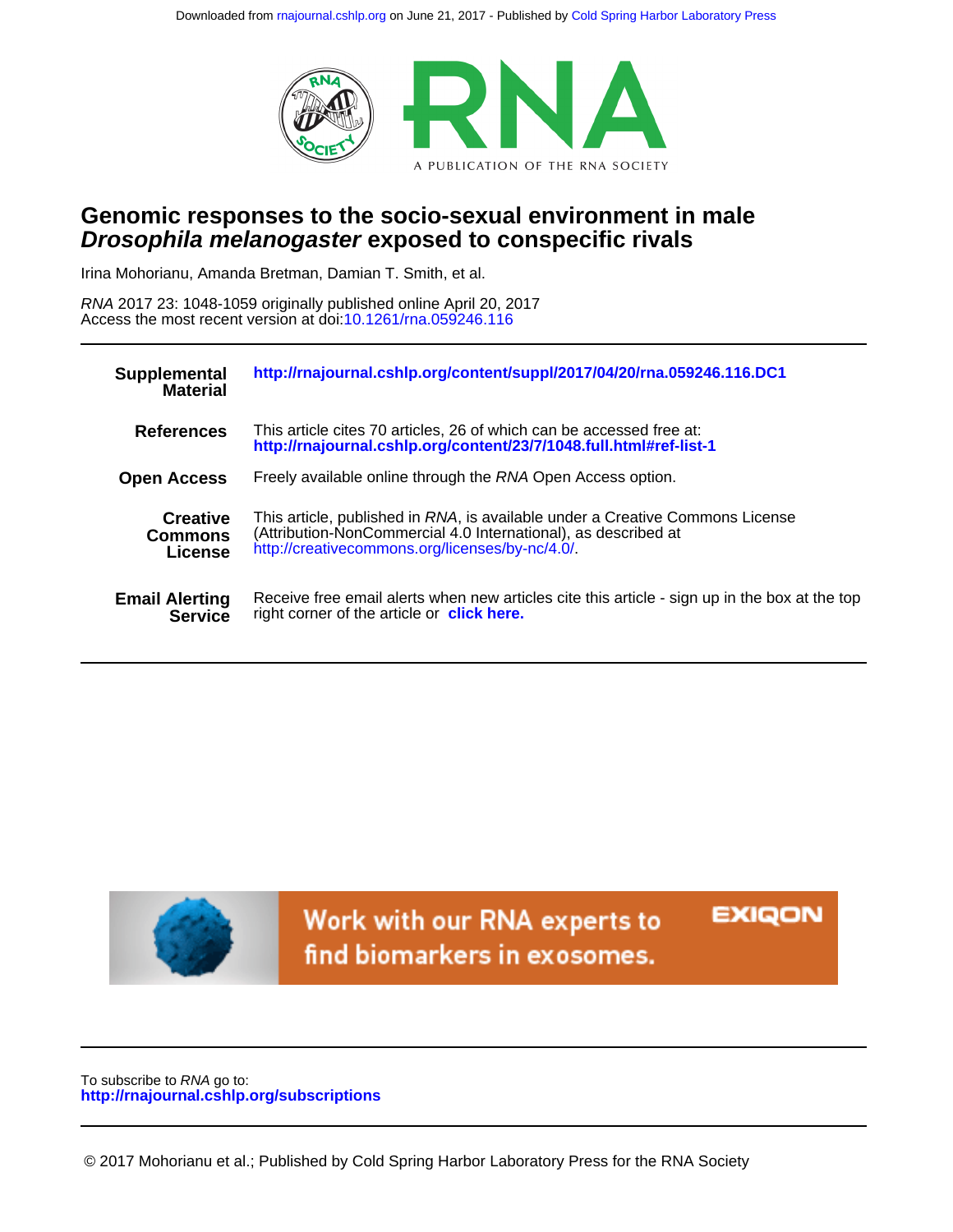Downloaded from rnajournal.cshlp.org on June 21, 2017 - Published by Cold Spring Harbor Laboratory Press

RNA

A PUBLICATION OF THE RNA SOCIETY

# Genomic responses to the socio-sexual environment in male *Drosophila melanogaster* exposed to conspecific rivals

Irina Mohorianu, Amanda Bretman, Damian T. Smith, et al.

*RNA* 2017 23: 1048-1059 originally published online April 20, 2017
Access the most recent version at doi:10.1261/rna.059246.116

| | |
|---|---|
| **Supplemental Material** | **http://rnajournal.cshlp.org/content/suppl/2017/04/20/rna.059246.116.DC1** |
| **References** | This article cites 70 articles, 26 of which can be accessed free at: **http://rnajournal.cshlp.org/content/23/7/1048.full.html#ref-list-1** |
| **Open Access** | Freely available online through the *RNA* Open Access option. |
| **Creative Commons License** | This article, published in *RNA*, is available under a Creative Commons License (Attribution-NonCommercial 4.0 International), as described at http://creativecommons.org/licenses/by-nc/4.0/. |
| **Email Alerting Service** | Receive free email alerts when new articles cite this article - sign up in the box at the top right corner of the article or **click here.** |

Work with our RNA experts to find biomarkers in exosomes. EXIQON

To subscribe to *RNA* go to:
**http://rnajournal.cshlp.org/subscriptions**

© 2017 Mohorianu et al.; Published by Cold Spring Harbor Laboratory Press for the RNA Society